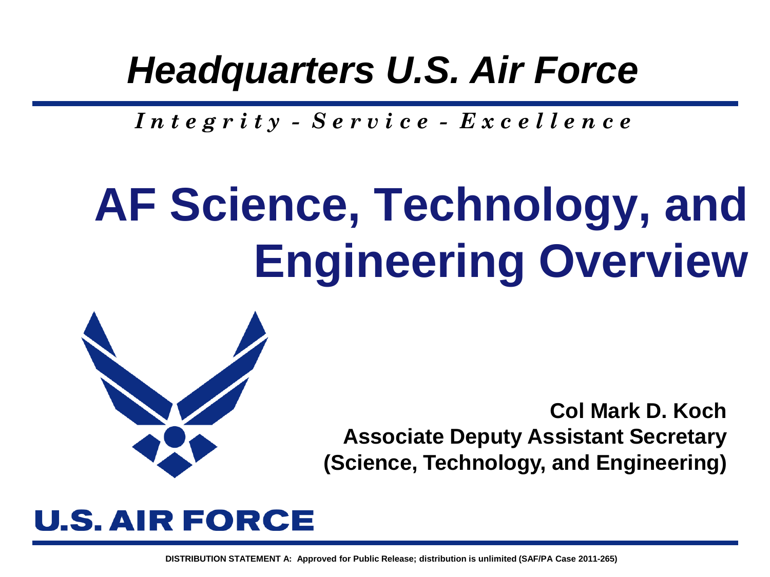*Headquarters U.S. Air Force*

*Integrity - Service - Excellence*

# AF Science, Technology, and Engineering Overview

**Col Mark D. Koch**
**Associate Deputy Assistant Secretary**
**(Science, Technology, and Engineering)**

U.S. AIR FORCE

DISTRIBUTION STATEMENT A: Approved for Public Release; distribution is unlimited (SAF/PA Case 2011-265)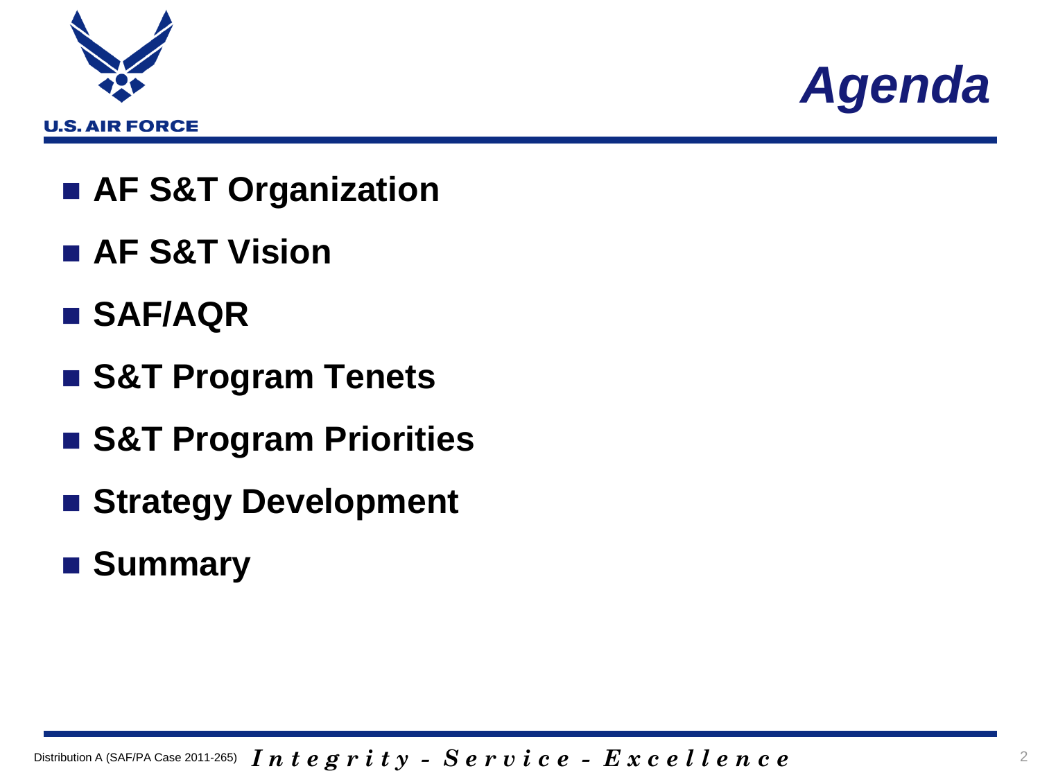# Agenda

- **AF S&T Organization**
- **AF S&T Vision**
- **SAF/AQR**
- **S&T Program Tenets**
- **S&T Program Priorities**
- **Strategy Development**
- **Summary**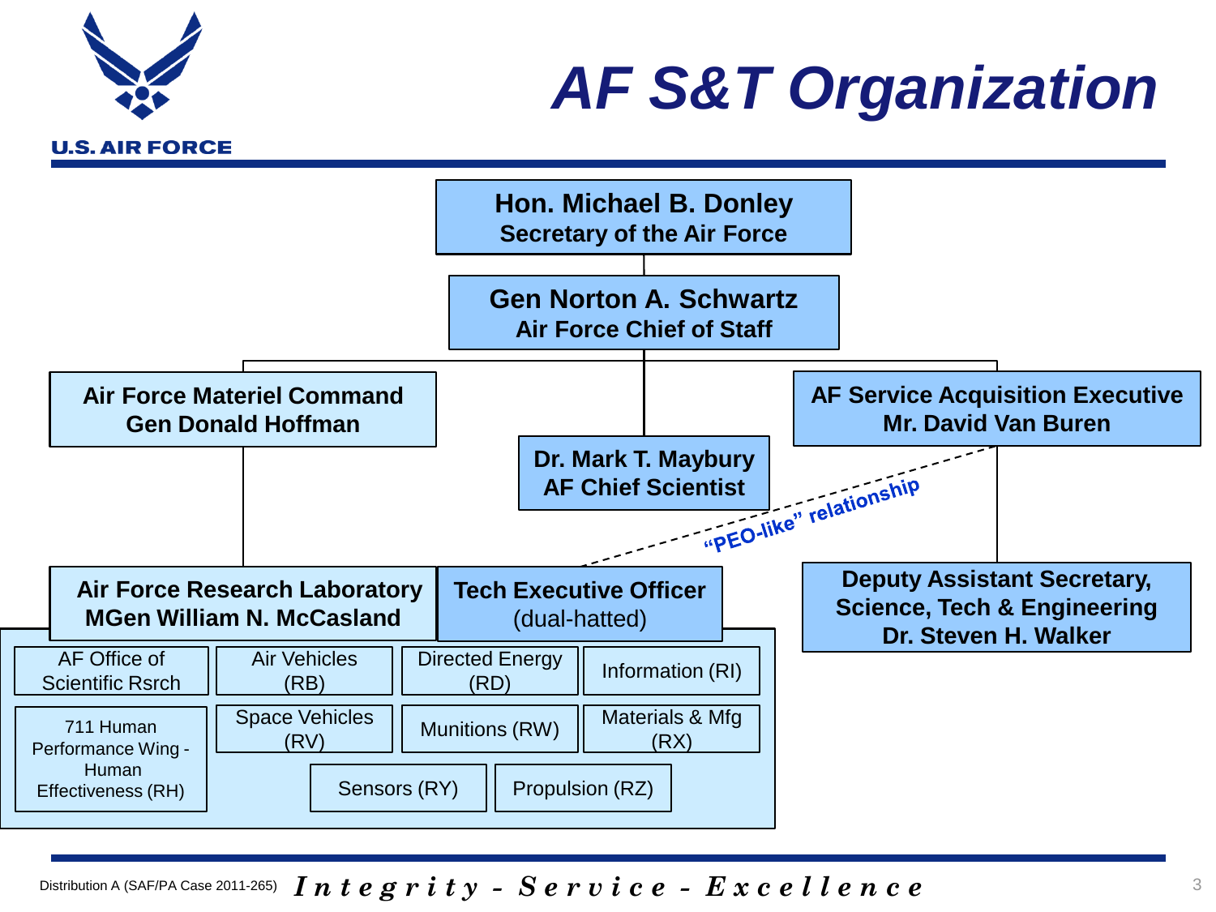# AF S&T Organization

U.S. AIR FORCE

- **Hon. Michael B. Donley** — Secretary of the Air Force
  - **Gen Norton A. Schwartz** — Air Force Chief of Staff
    - **Air Force Materiel Command** — Gen Donald Hoffman
      - **Air Force Research Laboratory** — MGen William N. McCasland
        - **Tech Executive Officer** (dual-hatted)
        - AF Office of Scientific Rsrch
        - Air Vehicles (RB)
        - Directed Energy (RD)
        - Information (RI)
        - 711 Human Performance Wing - Human Effectiveness (RH)
        - Space Vehicles (RV)
        - Munitions (RW)
        - Materials & Mfg (RX)
        - Sensors (RY)
        - Propulsion (RZ)
    - **Dr. Mark T. Maybury** — AF Chief Scientist
    - **AF Service Acquisition Executive** — Mr. David Van Buren
      - **Deputy Assistant Secretary, Science, Tech & Engineering** — Dr. Steven H. Walker

*"PEO-like" relationship* (between Tech Executive Officer and AF Service Acquisition Executive)

Distribution A (SAF/PA Case 2011-265) *Integrity - Service - Excellence*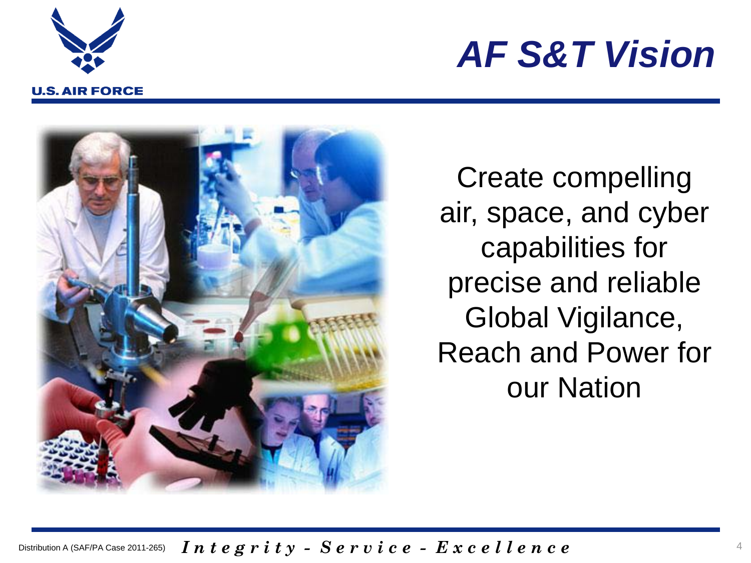# AF S&T Vision

Create compelling air, space, and cyber capabilities for precise and reliable Global Vigilance, Reach and Power for our Nation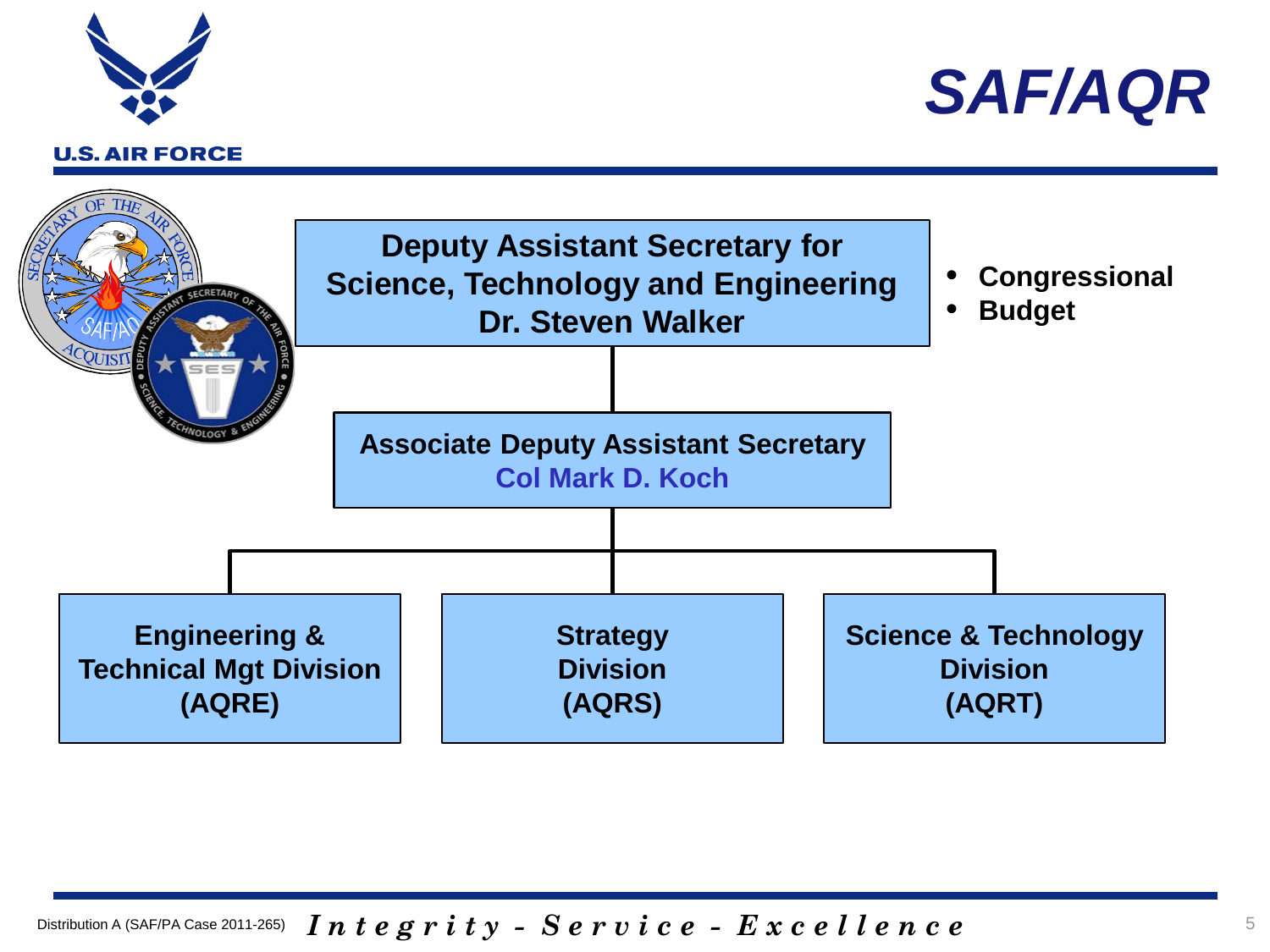# SAF/AQR

**Deputy Assistant Secretary for Science, Technology and Engineering**
**Dr. Steven Walker**

- **Congressional**
- **Budget**

**Associate Deputy Assistant Secretary**
**Col Mark D. Koch**

| **Engineering & Technical Mgt Division (AQRE)** | **Strategy Division (AQRS)** | **Science & Technology Division (AQRT)** |
|---|---|---|

Distribution A (SAF/PA Case 2011-265)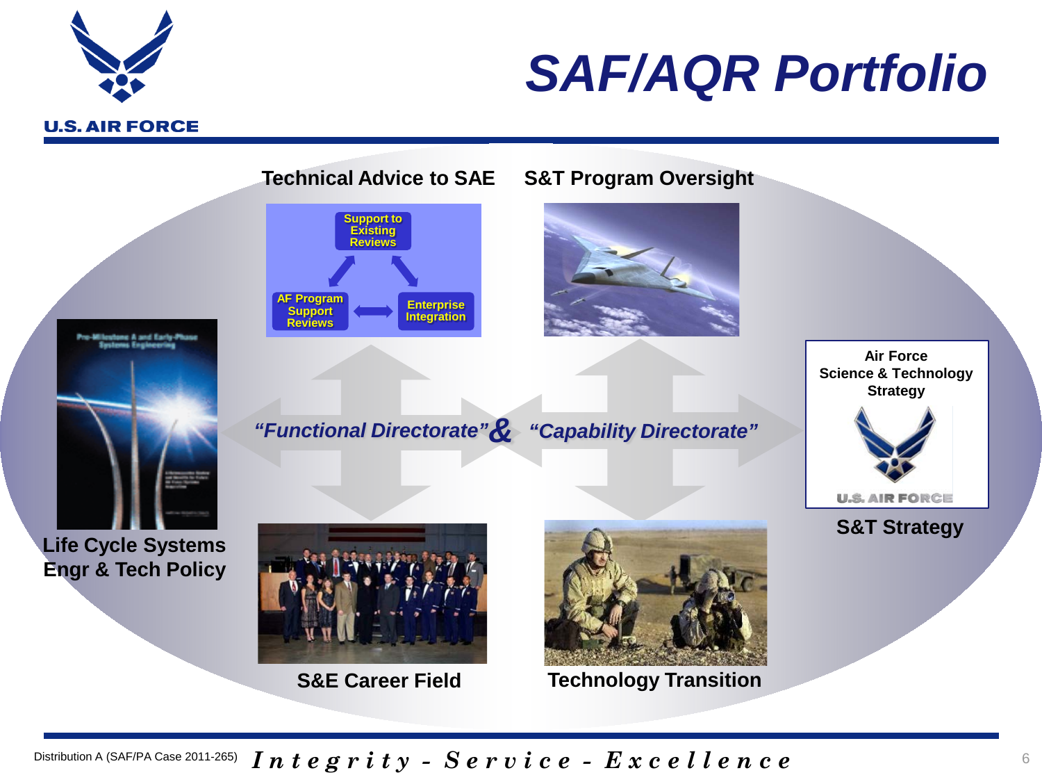# SAF/AQR Portfolio

**Technical Advice to SAE**

- Support to Existing Reviews
- AF Program Support Reviews
- Enterprise Integration

**S&T Program Oversight**

***"Functional Directorate" & "Capability Directorate"***

**Life Cycle Systems Engr & Tech Policy**

**Air Force Science & Technology Strategy**

**S&T Strategy**

**S&E Career Field**

**Technology Transition**

Distribution A (SAF/PA Case 2011-265)

*Integrity - Service - Excellence*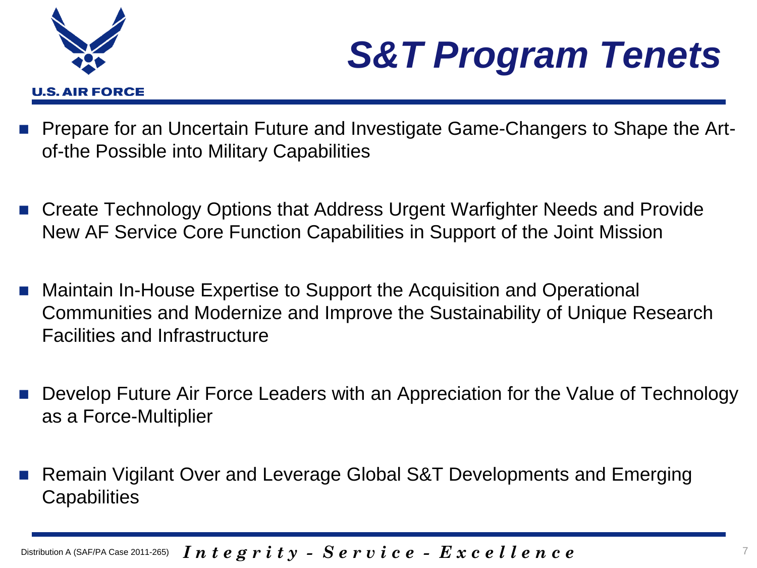# S&T Program Tenets

- Prepare for an Uncertain Future and Investigate Game-Changers to Shape the Art-of-the Possible into Military Capabilities
- Create Technology Options that Address Urgent Warfighter Needs and Provide New AF Service Core Function Capabilities in Support of the Joint Mission
- Maintain In-House Expertise to Support the Acquisition and Operational Communities and Modernize and Improve the Sustainability of Unique Research Facilities and Infrastructure
- Develop Future Air Force Leaders with an Appreciation for the Value of Technology as a Force-Multiplier
- Remain Vigilant Over and Leverage Global S&T Developments and Emerging Capabilities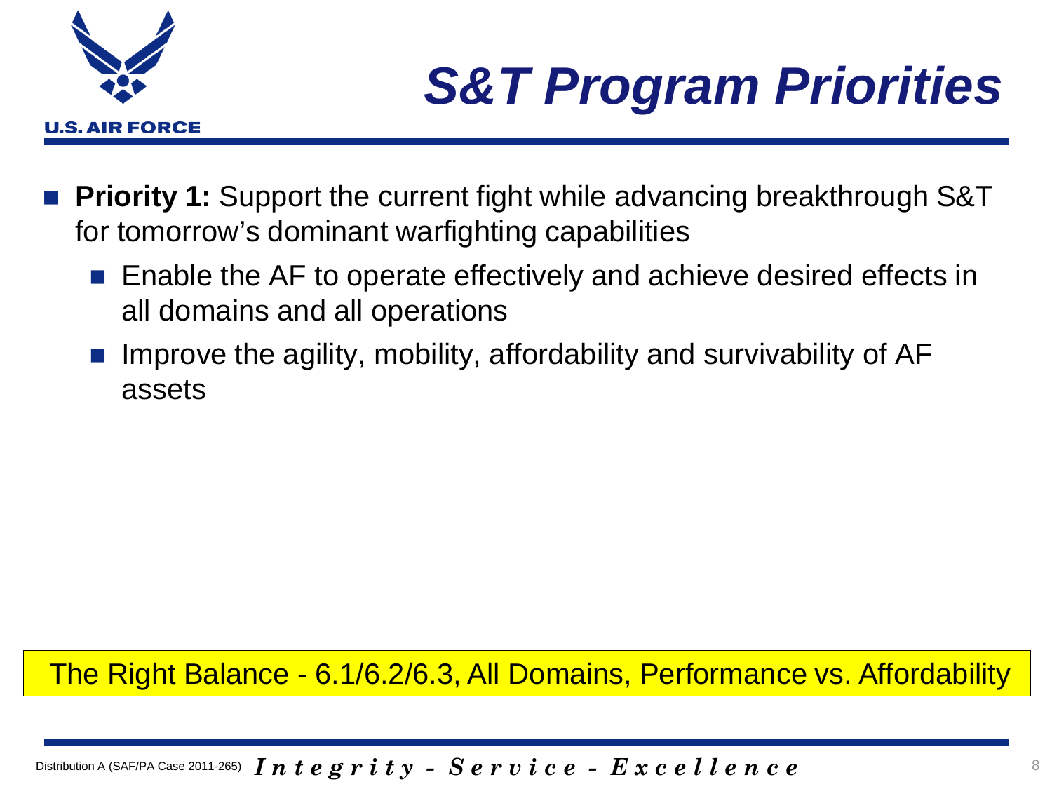# *S&T Program Priorities*

- **Priority 1:** Support the current fight while advancing breakthrough S&T for tomorrow's dominant warfighting capabilities
  - Enable the AF to operate effectively and achieve desired effects in all domains and all operations
  - Improve the agility, mobility, affordability and survivability of AF assets

The Right Balance - 6.1/6.2/6.3, All Domains, Performance vs. Affordability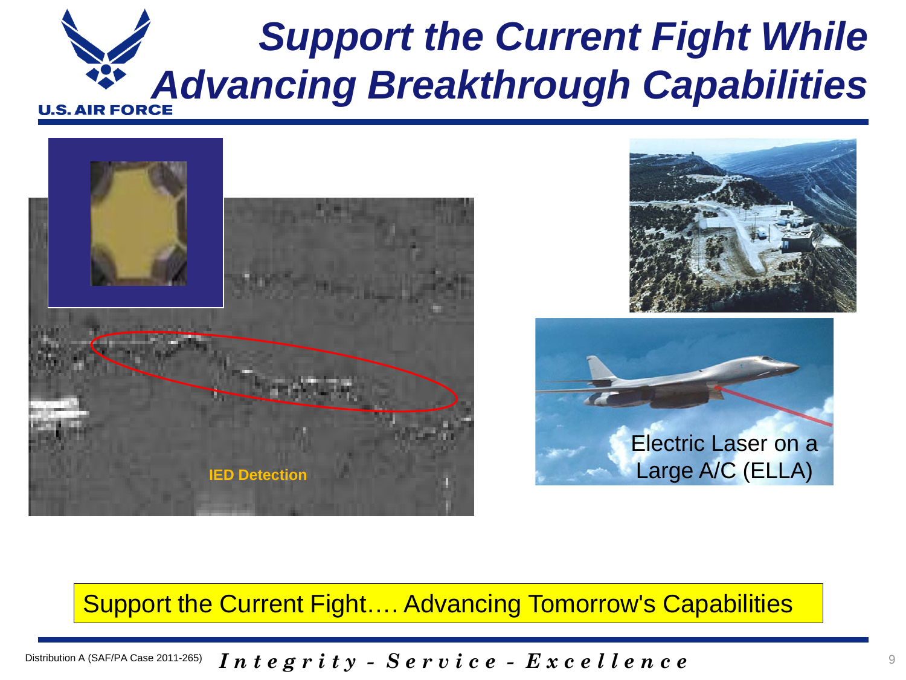# Support the Current Fight While Advancing Breakthrough Capabilities

IED Detection

Electric Laser on a Large A/C (ELLA)

Support the Current Fight…. Advancing Tomorrow's Capabilities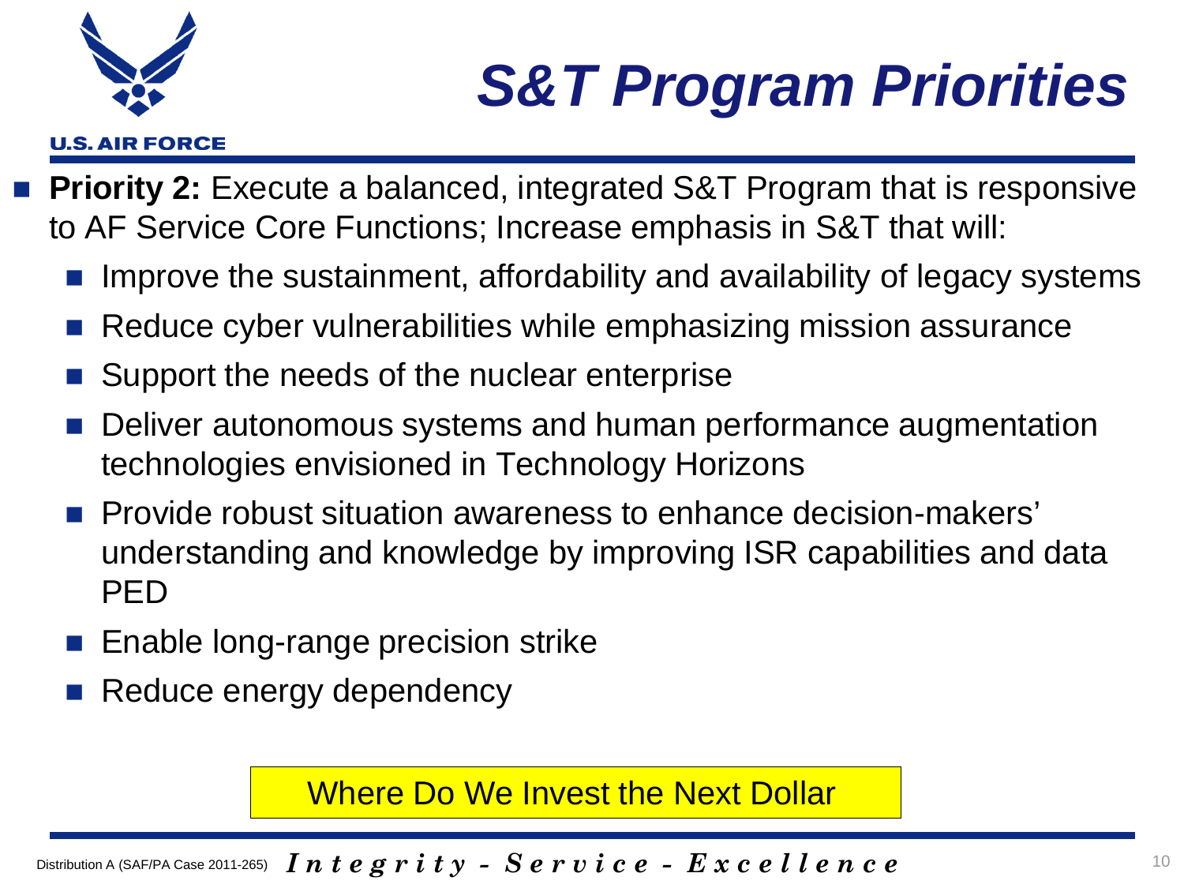# S&T Program Priorities

- **Priority 2:** Execute a balanced, integrated S&T Program that is responsive to AF Service Core Functions; Increase emphasis in S&T that will:
  - Improve the sustainment, affordability and availability of legacy systems
  - Reduce cyber vulnerabilities while emphasizing mission assurance
  - Support the needs of the nuclear enterprise
  - Deliver autonomous systems and human performance augmentation technologies envisioned in Technology Horizons
  - Provide robust situation awareness to enhance decision-makers' understanding and knowledge by improving ISR capabilities and data PED
  - Enable long-range precision strike
  - Reduce energy dependency

Where Do We Invest the Next Dollar

Distribution A (SAF/PA Case 2011-265)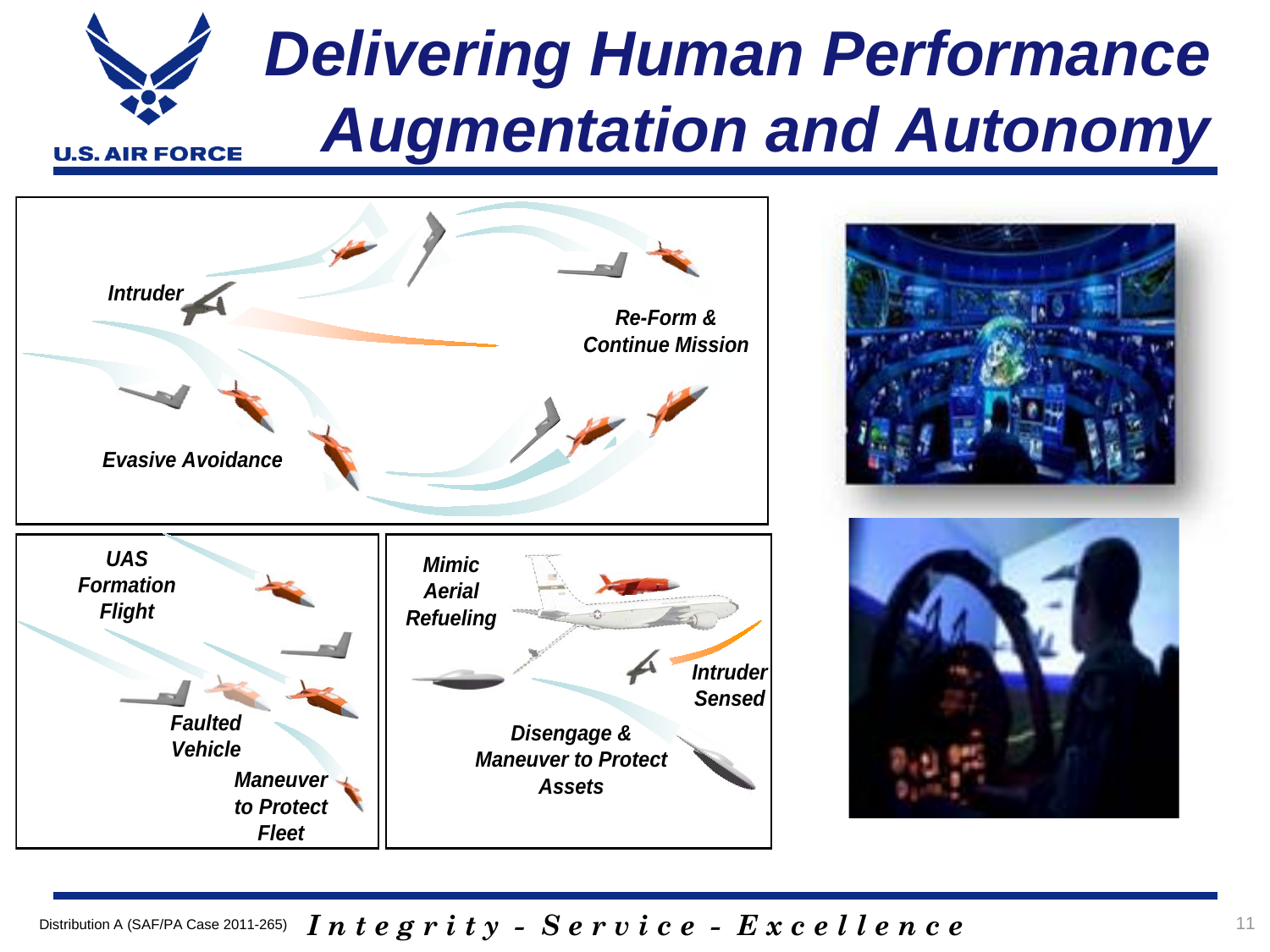# Delivering Human Performance Augmentation and Autonomy

*Intruder*

*Re-Form & Continue Mission*

*Evasive Avoidance*

*UAS Formation Flight*

*Faulted Vehicle*

*Maneuver to Protect Fleet*

*Mimic Aerial Refueling*

*Intruder Sensed*

*Disengage & Maneuver to Protect Assets*

Distribution A (SAF/PA Case 2011-265)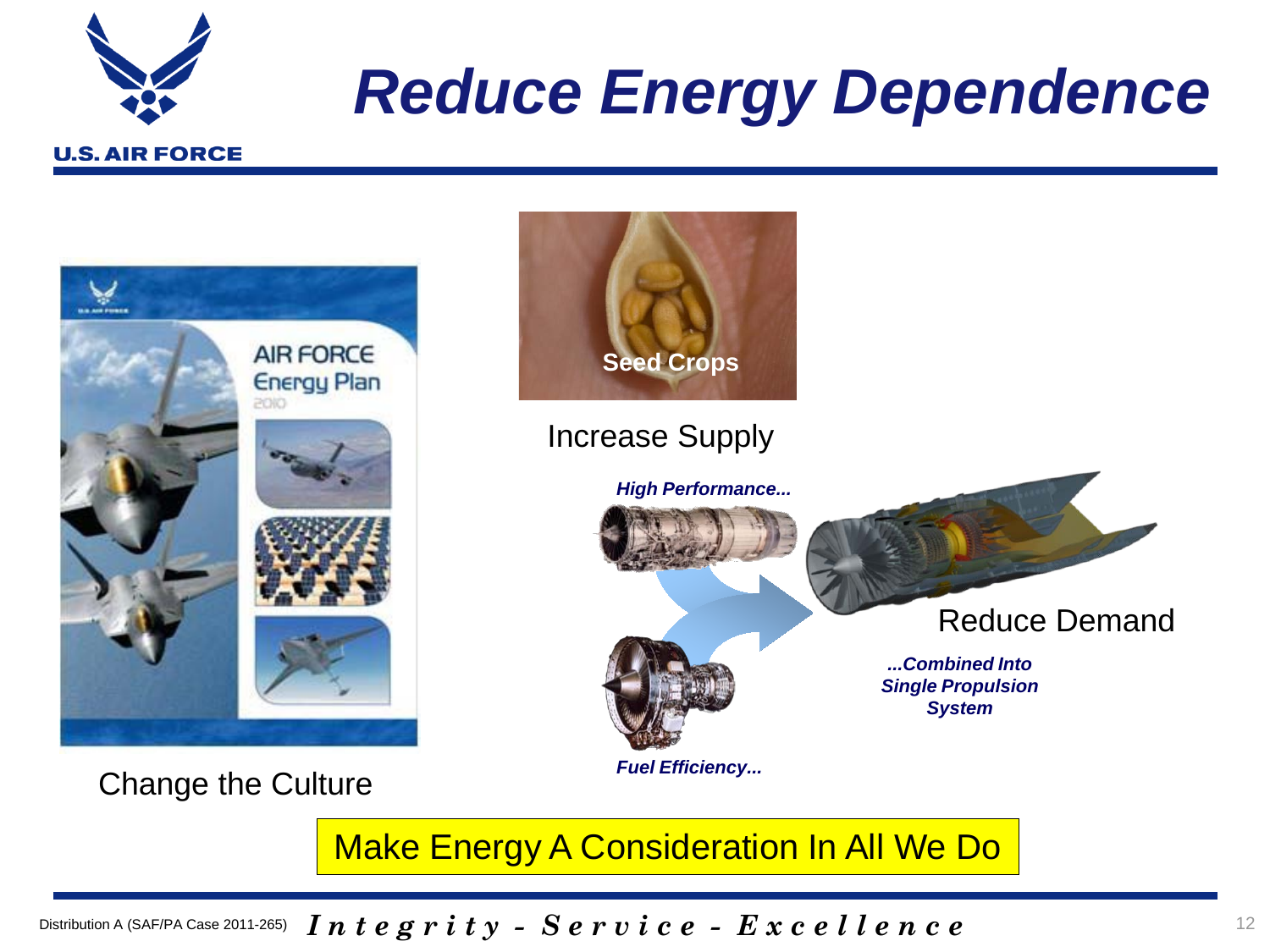# Reduce Energy Dependence

Change the Culture

Increase Supply

*High Performance...*

*Fuel Efficiency...*

Reduce Demand

*...Combined Into Single Propulsion System*

Make Energy A Consideration In All We Do

Distribution A (SAF/PA Case 2011-265)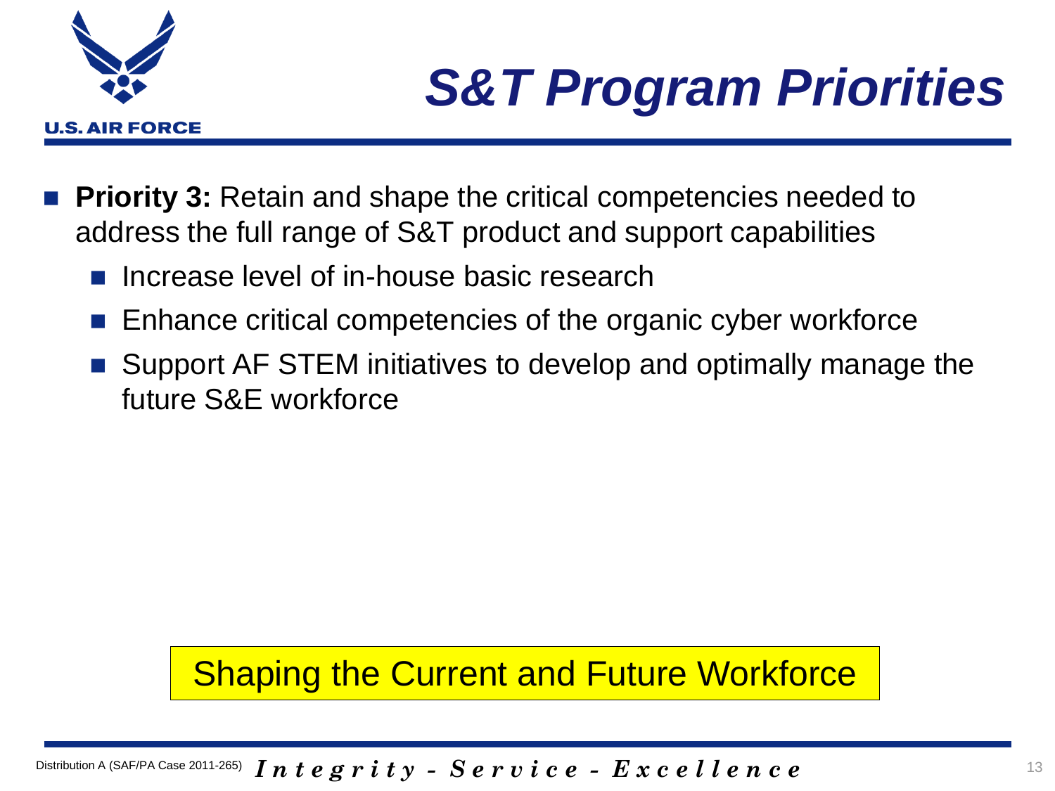# S&T Program Priorities

- **Priority 3:** Retain and shape the critical competencies needed to address the full range of S&T product and support capabilities
  - Increase level of in-house basic research
  - Enhance critical competencies of the organic cyber workforce
  - Support AF STEM initiatives to develop and optimally manage the future S&E workforce

Shaping the Current and Future Workforce

Distribution A (SAF/PA Case 2011-265)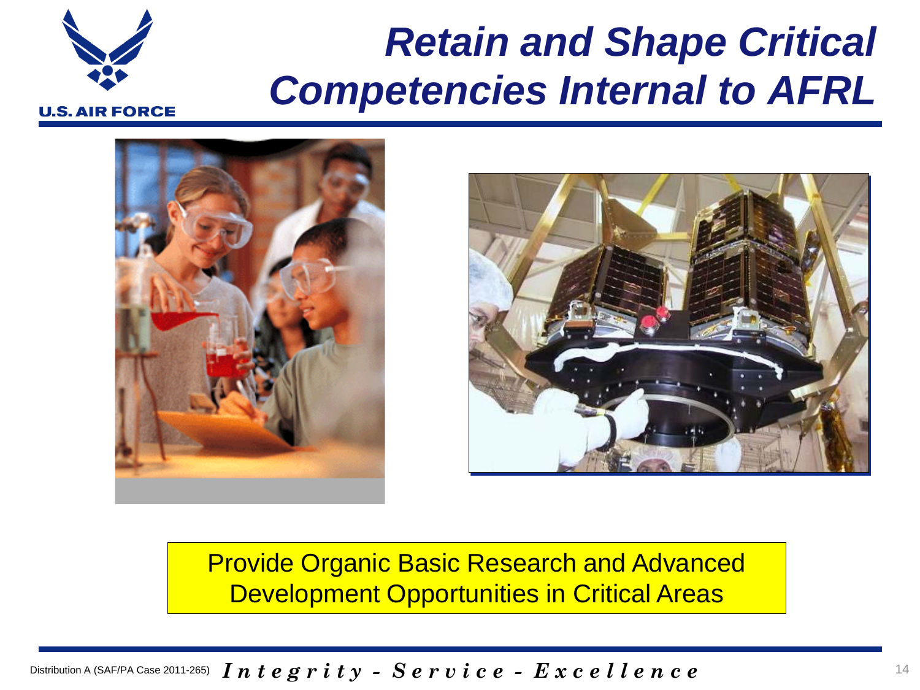# Retain and Shape Critical Competencies Internal to AFRL

Provide Organic Basic Research and Advanced Development Opportunities in Critical Areas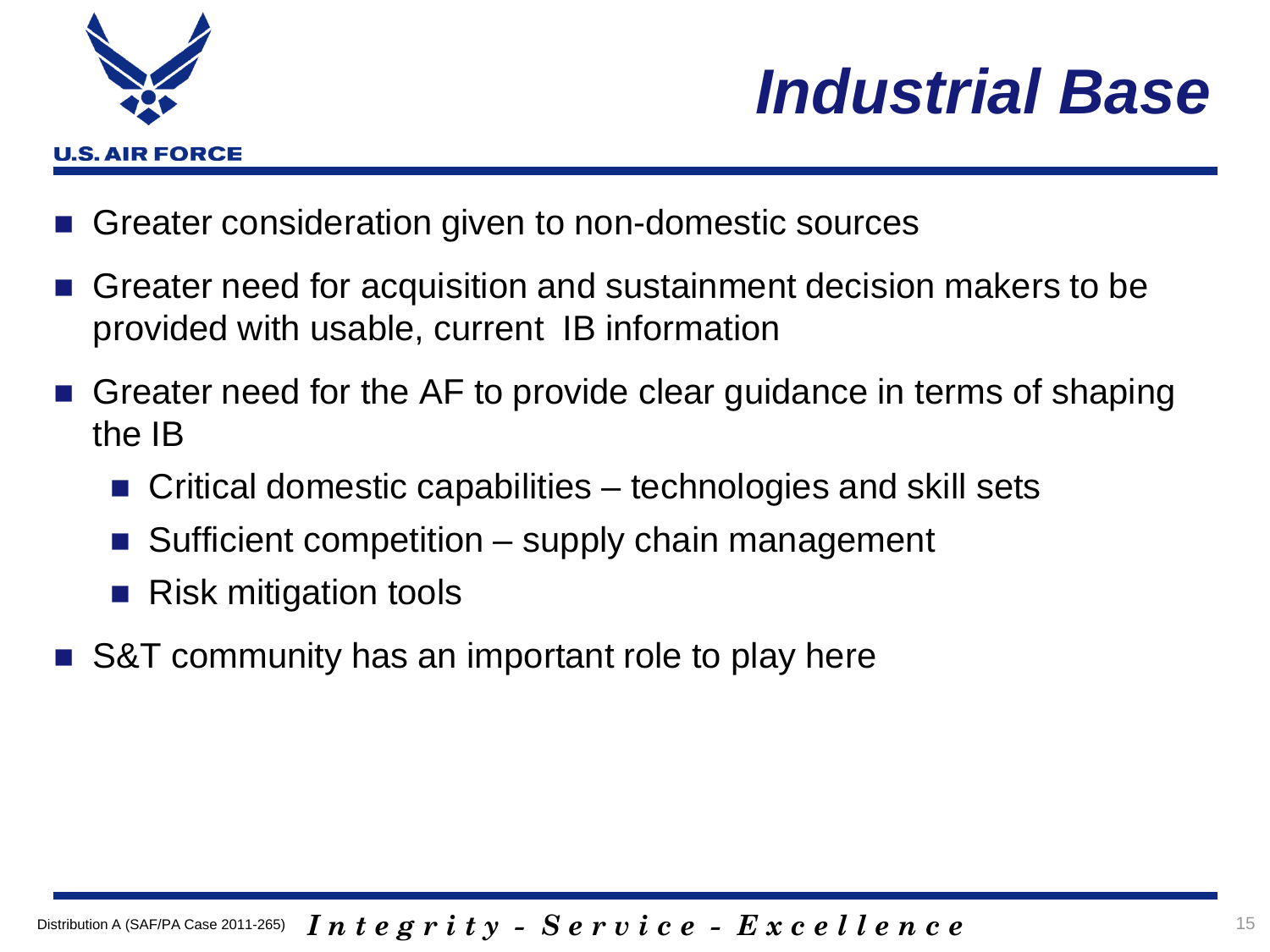# Industrial Base

- Greater consideration given to non-domestic sources
- Greater need for acquisition and sustainment decision makers to be provided with usable, current IB information
- Greater need for the AF to provide clear guidance in terms of shaping the IB
  - Critical domestic capabilities – technologies and skill sets
  - Sufficient competition – supply chain management
  - Risk mitigation tools
- S&T community has an important role to play here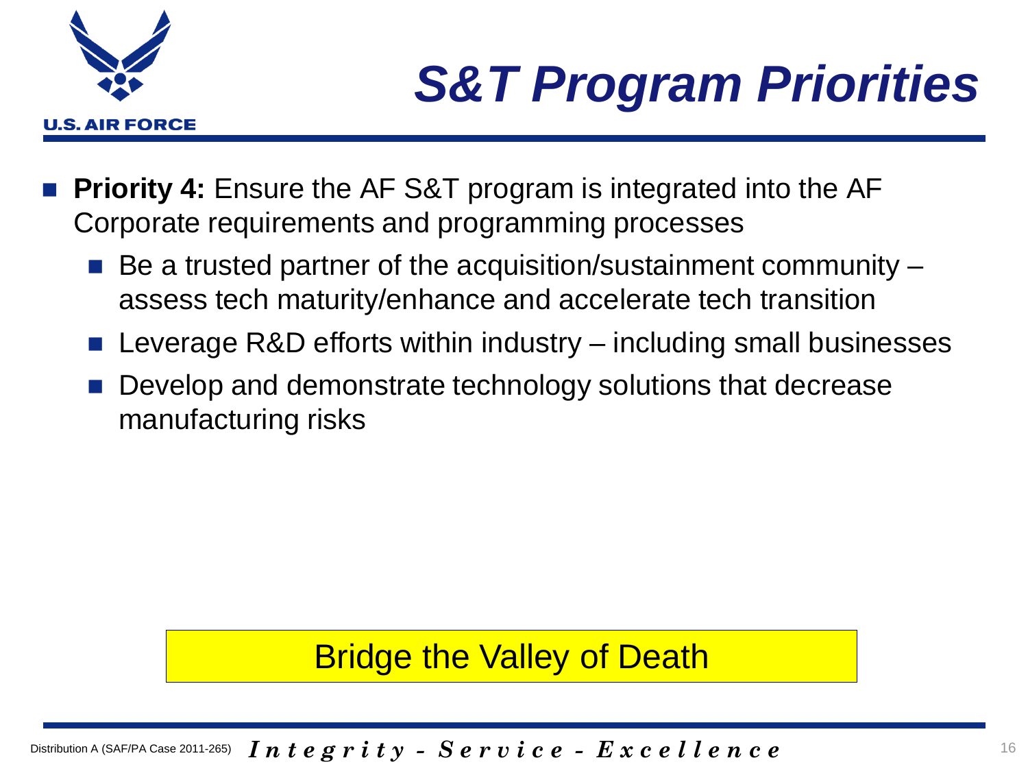# *S&T Program Priorities*

- **Priority 4:** Ensure the AF S&T program is integrated into the AF Corporate requirements and programming processes
  - Be a trusted partner of the acquisition/sustainment community – assess tech maturity/enhance and accelerate tech transition
  - Leverage R&D efforts within industry – including small businesses
  - Develop and demonstrate technology solutions that decrease manufacturing risks

Bridge the Valley of Death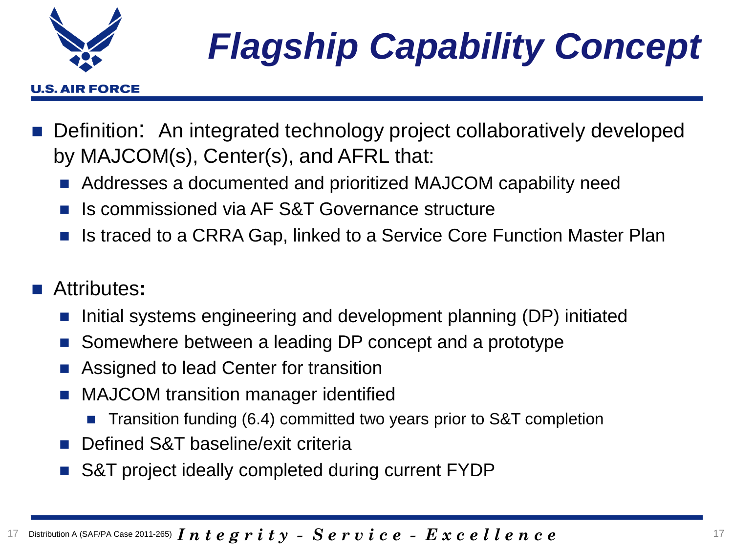# Flagship Capability Concept

- Definition: An integrated technology project collaboratively developed by MAJCOM(s), Center(s), and AFRL that:
  - Addresses a documented and prioritized MAJCOM capability need
  - Is commissioned via AF S&T Governance structure
  - Is traced to a CRRA Gap, linked to a Service Core Function Master Plan

- Attributes:
  - Initial systems engineering and development planning (DP) initiated
  - Somewhere between a leading DP concept and a prototype
  - Assigned to lead Center for transition
  - MAJCOM transition manager identified
    - Transition funding (6.4) committed two years prior to S&T completion
  - Defined S&T baseline/exit criteria
  - S&T project ideally completed during current FYDP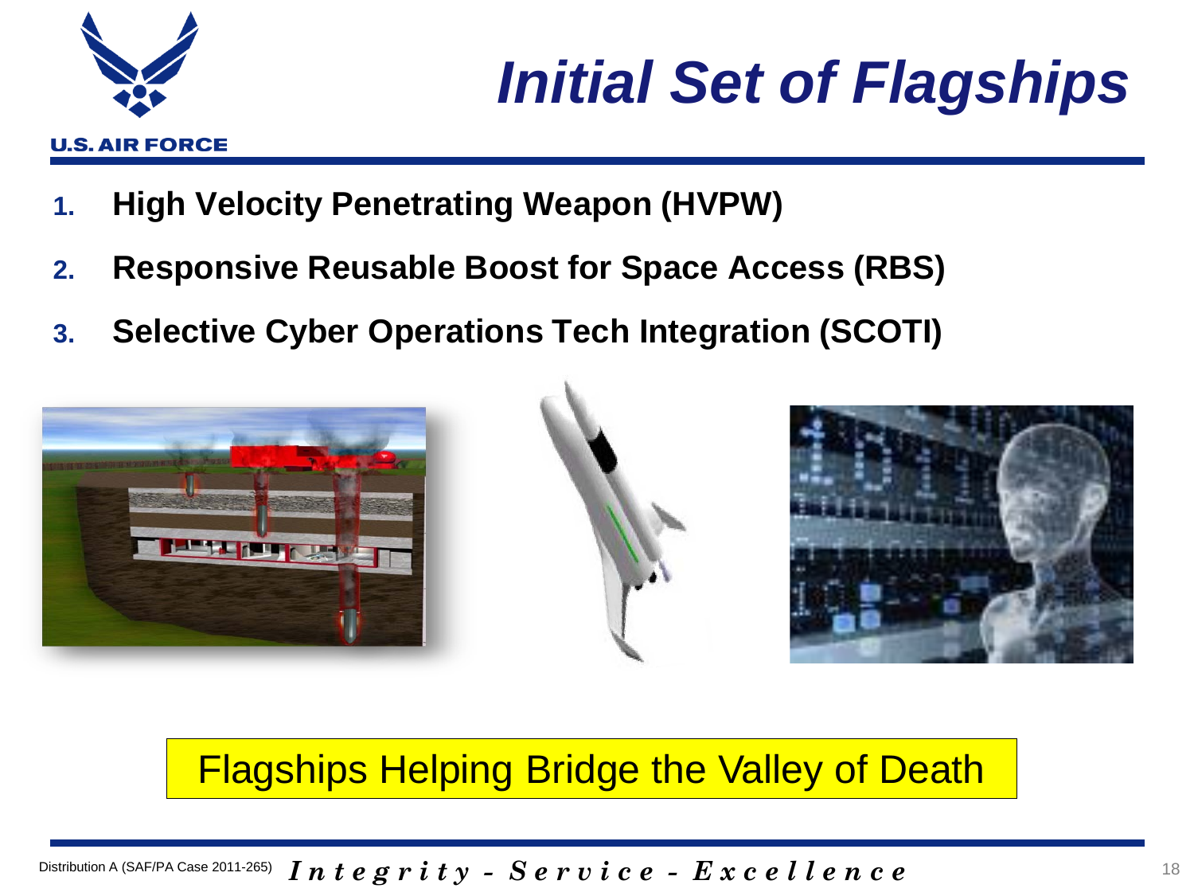# Initial Set of Flagships

1. **High Velocity Penetrating Weapon (HVPW)**
2. **Responsive Reusable Boost for Space Access (RBS)**
3. **Selective Cyber Operations Tech Integration (SCOTI)**

Flagships Helping Bridge the Valley of Death

Distribution A (SAF/PA Case 2011-265)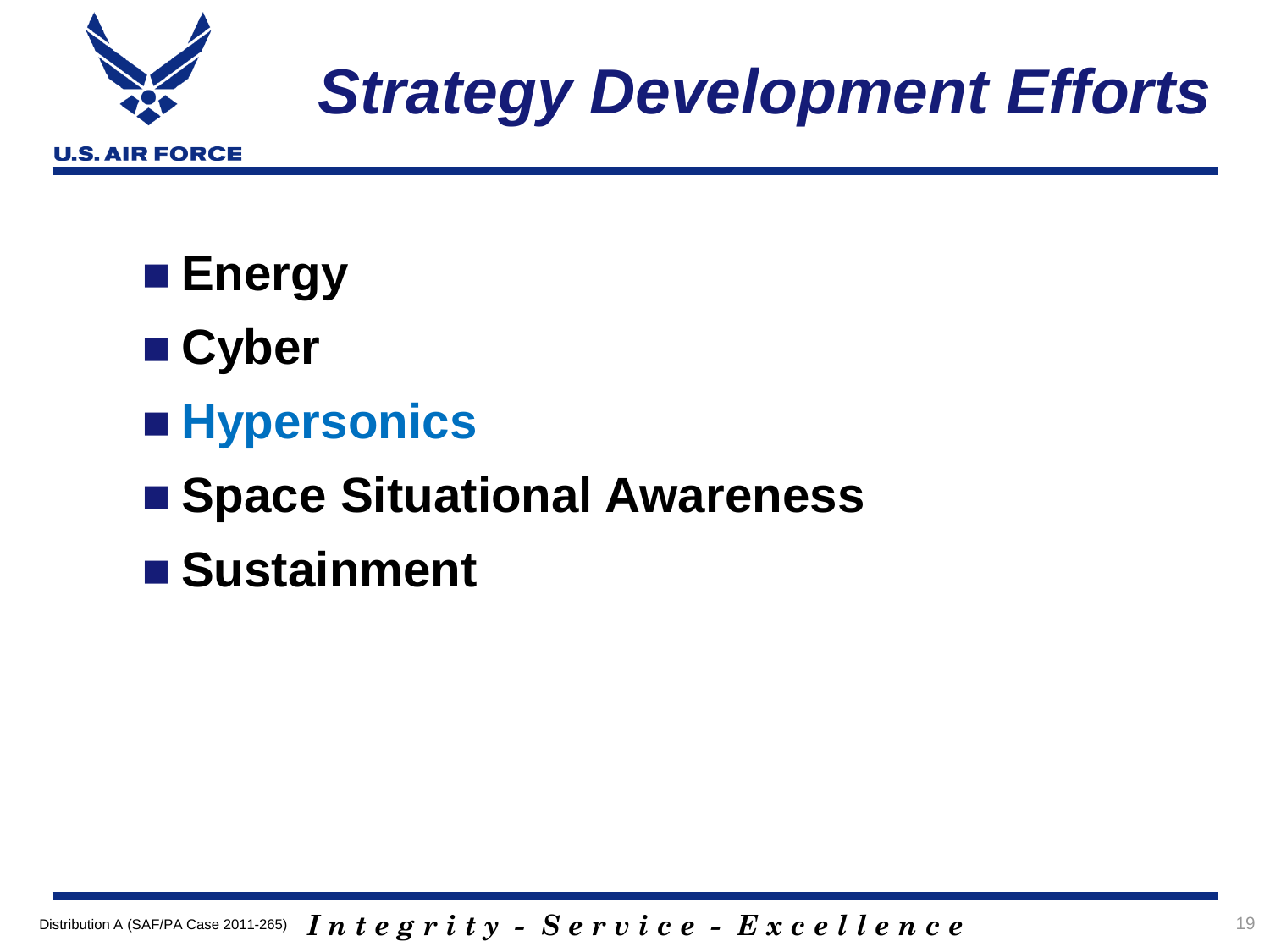# *Strategy Development Efforts*

- **Energy**
- **Cyber**
- **Hypersonics**
- **Space Situational Awareness**
- **Sustainment**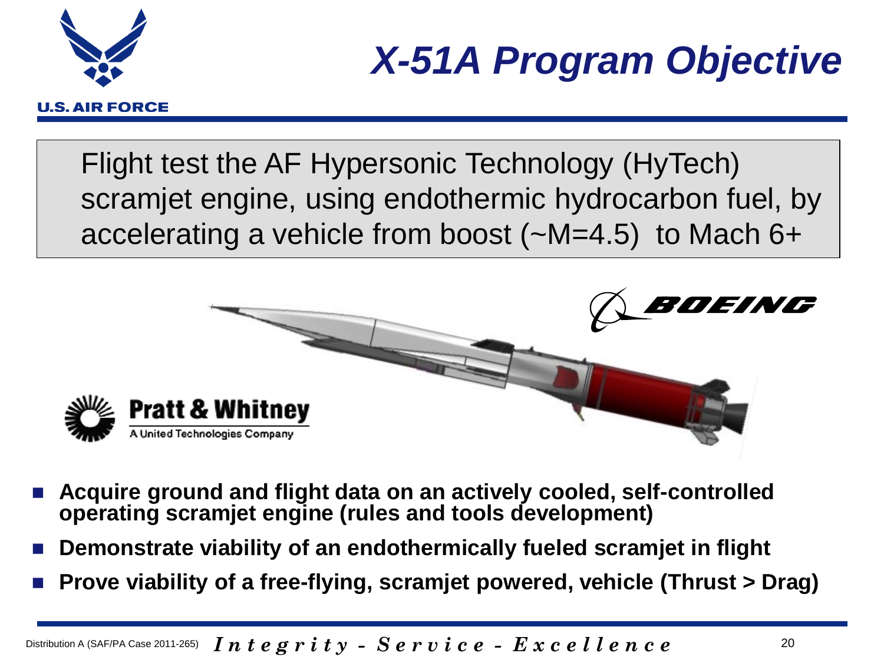# X-51A Program Objective

Flight test the AF Hypersonic Technology (HyTech) scramjet engine, using endothermic hydrocarbon fuel, by accelerating a vehicle from boost (~M=4.5) to Mach 6+

- **Acquire ground and flight data on an actively cooled, self-controlled operating scramjet engine (rules and tools development)**
- **Demonstrate viability of an endothermically fueled scramjet in flight**
- **Prove viability of a free-flying, scramjet powered, vehicle (Thrust > Drag)**

Distribution A (SAF/PA Case 2011-265)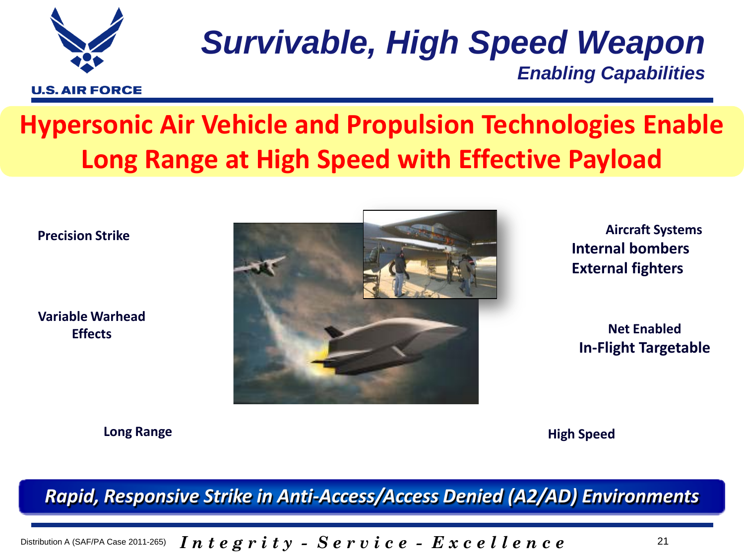# Survivable, High Speed Weapon

## Enabling Capabilities

**Hypersonic Air Vehicle and Propulsion Technologies Enable Long Range at High Speed with Effective Payload**

**Precision Strike**

**Variable Warhead Effects**

**Long Range**

**Aircraft Systems**
**Internal bombers**
**External fighters**

**Net Enabled**
**In-Flight Targetable**

**High Speed**

***Rapid, Responsive Strike in Anti-Access/Access Denied (A2/AD) Environments***

Distribution A (SAF/PA Case 2011-265)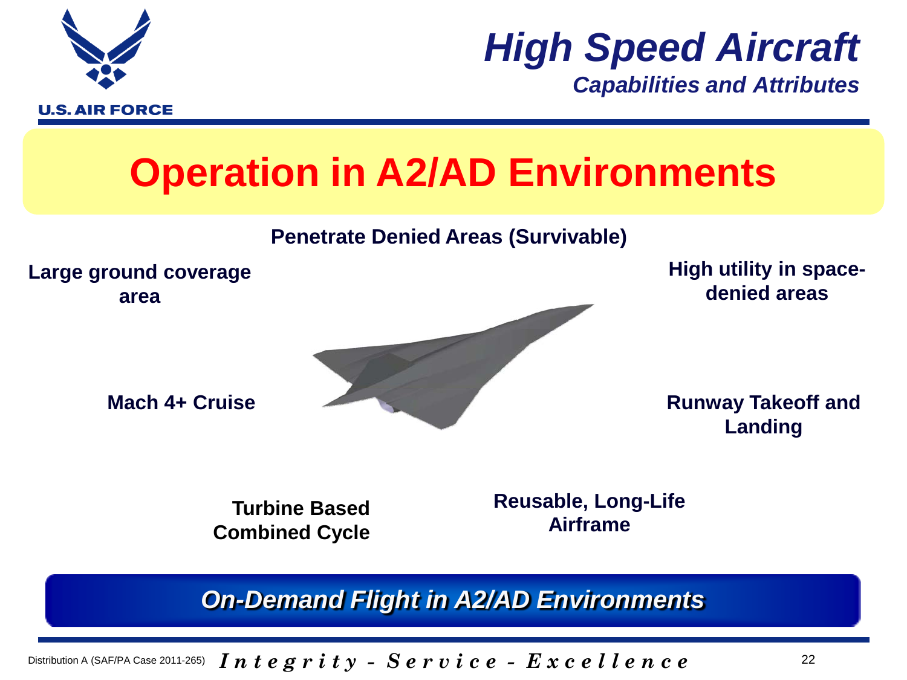# High Speed Aircraft

## Capabilities and Attributes

## Operation in A2/AD Environments

**Penetrate Denied Areas (Survivable)**

**Large ground coverage area**

**High utility in space-denied areas**

**Mach 4+ Cruise**

**Runway Takeoff and Landing**

**Turbine Based Combined Cycle**

**Reusable, Long-Life Airframe**

***On-Demand Flight in A2/AD Environments***

Distribution A (SAF/PA Case 2011-265)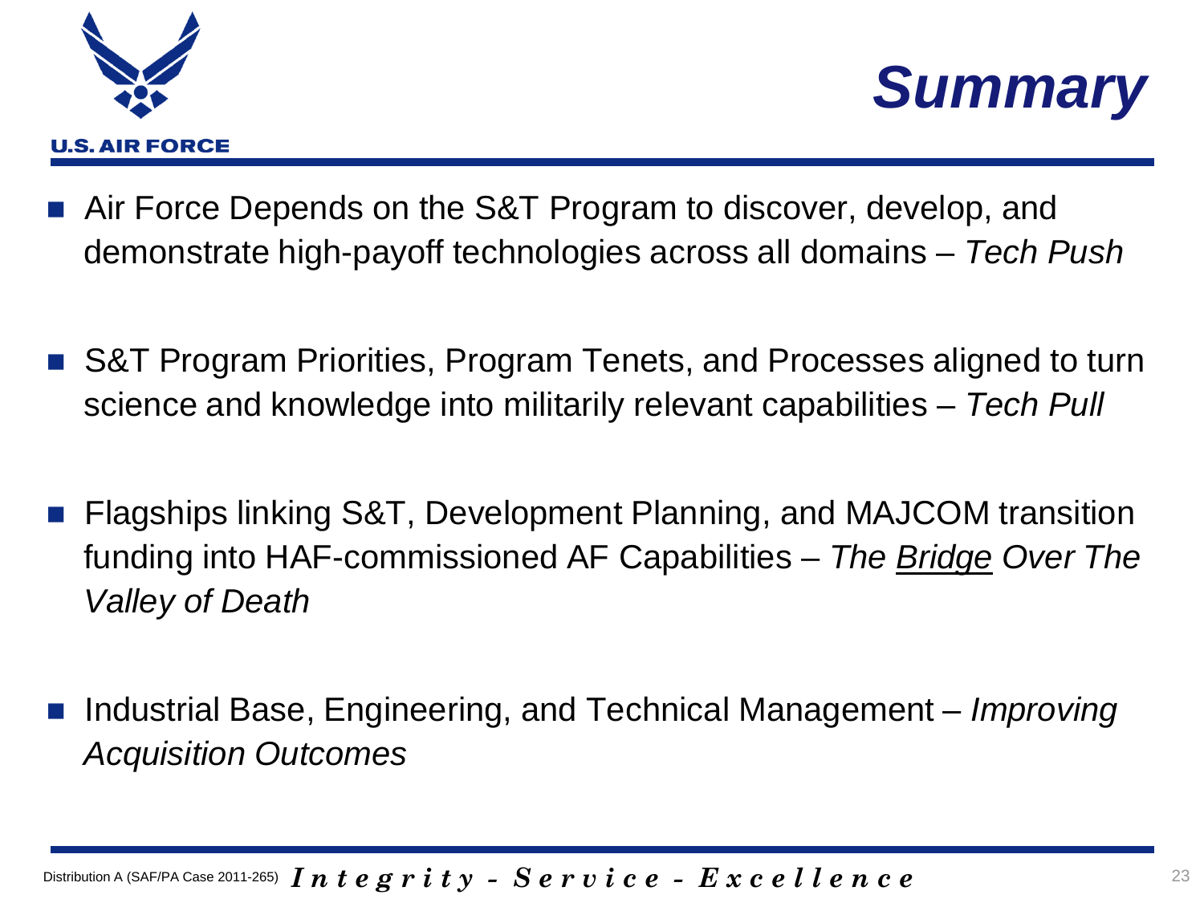# Summary

- Air Force Depends on the S&T Program to discover, develop, and demonstrate high-payoff technologies across all domains – *Tech Push*

- S&T Program Priorities, Program Tenets, and Processes aligned to turn science and knowledge into militarily relevant capabilities – *Tech Pull*

- Flagships linking S&T, Development Planning, and MAJCOM transition funding into HAF-commissioned AF Capabilities – *The <u>Bridge</u> Over The Valley of Death*

- Industrial Base, Engineering, and Technical Management – *Improving Acquisition Outcomes*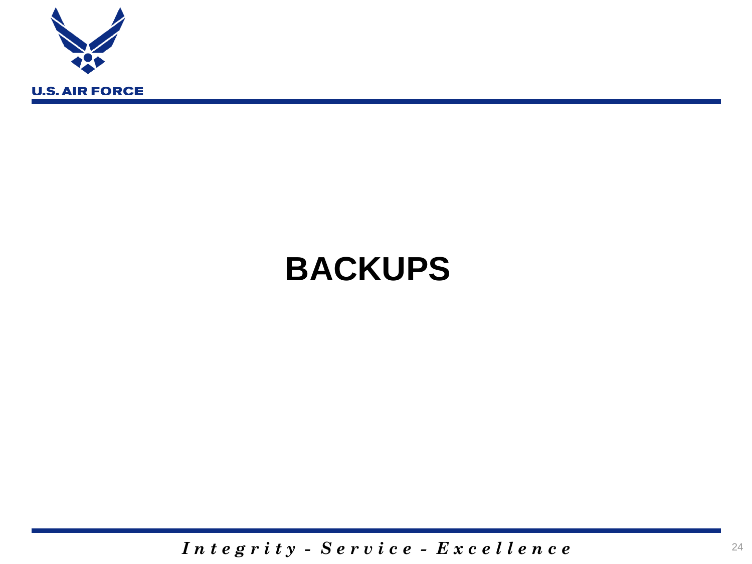# BACKUPS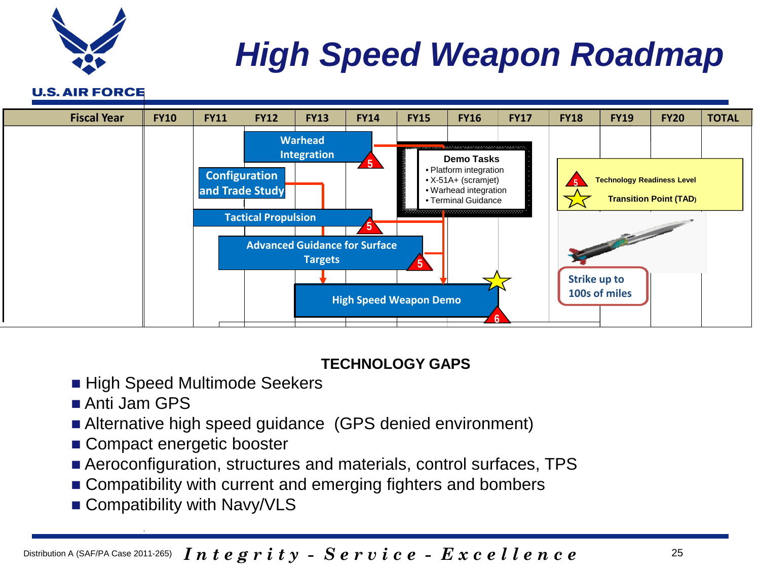# High Speed Weapon Roadmap

| Fiscal Year | FY10 | FY11 | FY12 | FY13 | FY14 | FY15 | FY16 | FY17 | FY18 | FY19 | FY20 | TOTAL |
|---|---|---|---|---|---|---|---|---|---|---|---|---|

- Warhead Integration (TRL 5)
- Configuration and Trade Study
- Tactical Propulsion (TRL 5)
- Advanced Guidance for Surface Targets (TRL 5)
- High Speed Weapon Demo (TRL 6, Transition Point)

**Demo Tasks**

- Platform integration
- X-51A+ (scramjet)
- Warhead integration
- Terminal Guidance

Legend:
- Technology Readiness Level (red triangle)
- Transition Point (TAD) (yellow star)

Strike up to 100s of miles

**TECHNOLOGY GAPS**

- High Speed Multimode Seekers
- Anti Jam GPS
- Alternative high speed guidance (GPS denied environment)
- Compact energetic booster
- Aeroconfiguration, structures and materials, control surfaces, TPS
- Compatibility with current and emerging fighters and bombers
- Compatibility with Navy/VLS

Distribution A (SAF/PA Case 2011-265)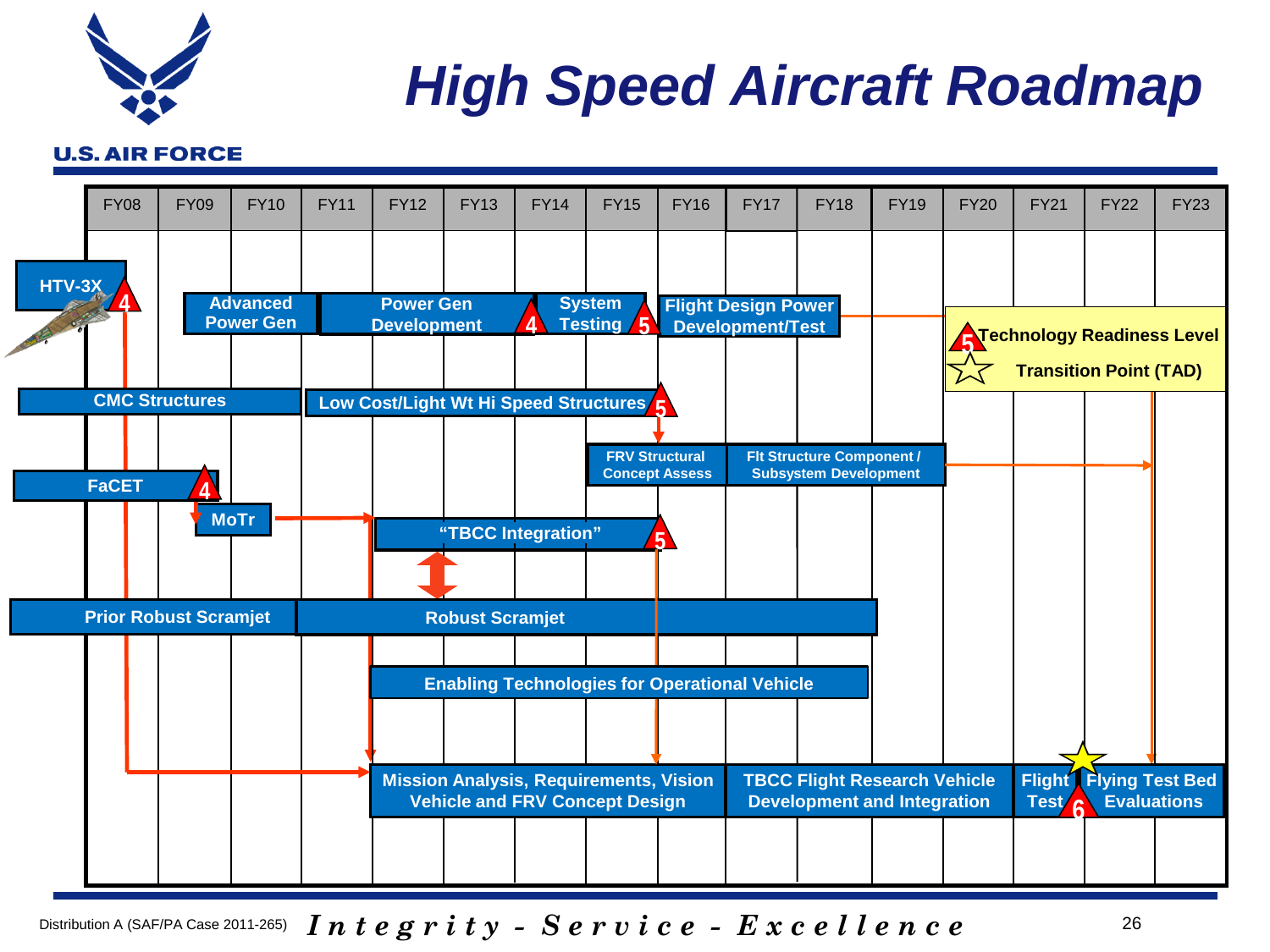# High Speed Aircraft Roadmap

| FY08 | FY09 | FY10 | FY11 | FY12 | FY13 | FY14 | FY15 | FY16 | FY17 | FY18 | FY19 | FY20 | FY21 | FY22 | FY23 |
|---|---|---|---|---|---|---|---|---|---|---|---|---|---|---|---|

- HTV-3X (4)
- Advanced Power Gen
- Power Gen Development (4)
- System Testing (5)
- Flight Design Power Development/Test
- CMC Structures
- Low Cost/Light Wt Hi Speed Structures (5)
- FRV Structural Concept Assess
- Flt Structure Component / Subsystem Development
- FaCET (4)
- MoTr
- "TBCC Integration" (5)
- Prior Robust Scramjet
- Robust Scramjet
- Enabling Technologies for Operational Vehicle
- Mission Analysis, Requirements, Vision Vehicle and FRV Concept Design
- TBCC Flight Research Vehicle Development and Integration
- Flight Test (6)
- Flying Test Bed Evaluations

Legend:
- (5) Technology Readiness Level
- ☆ Transition Point (TAD)

Distribution A (SAF/PA Case 2011-265)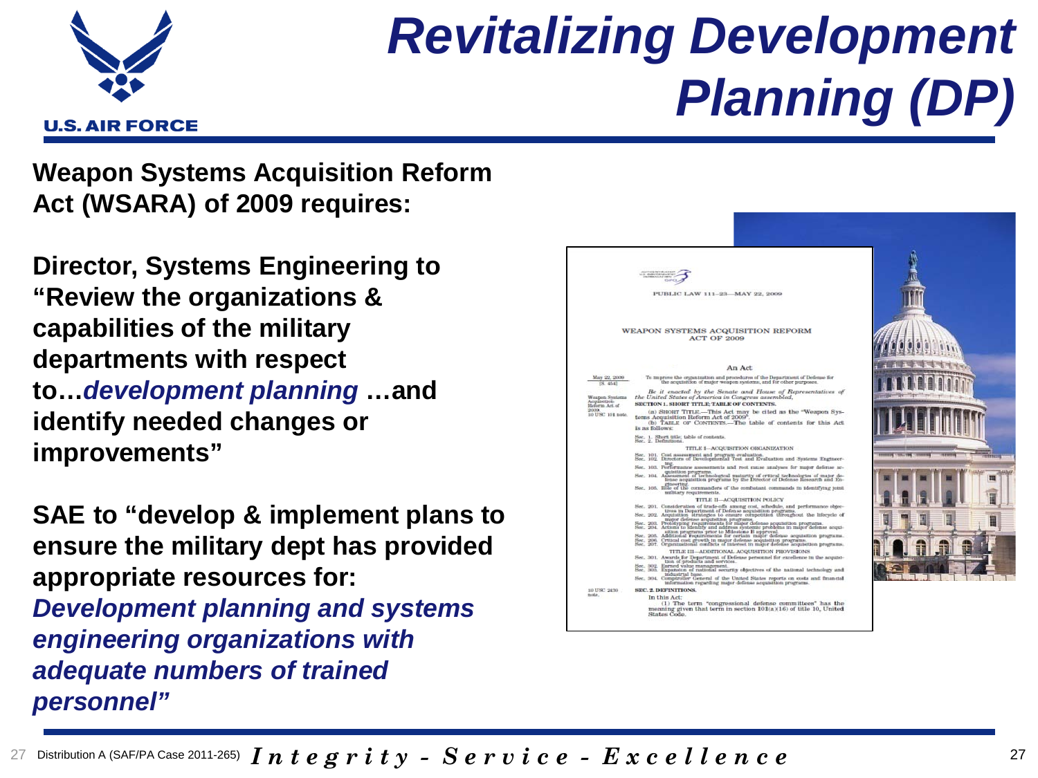# Revitalizing Development Planning (DP)

**Weapon Systems Acquisition Reform Act (WSARA) of 2009 requires:**

**Director, Systems Engineering to "Review the organizations & capabilities of the military departments with respect to…*development planning* …and identify needed changes or improvements"**

**SAE to "develop & implement plans to ensure the military dept has provided appropriate resources for:** ***Development planning and systems engineering organizations with adequate numbers of trained personnel"***

Distribution A (SAF/PA Case 2011-265) *Integrity - Service - Excellence*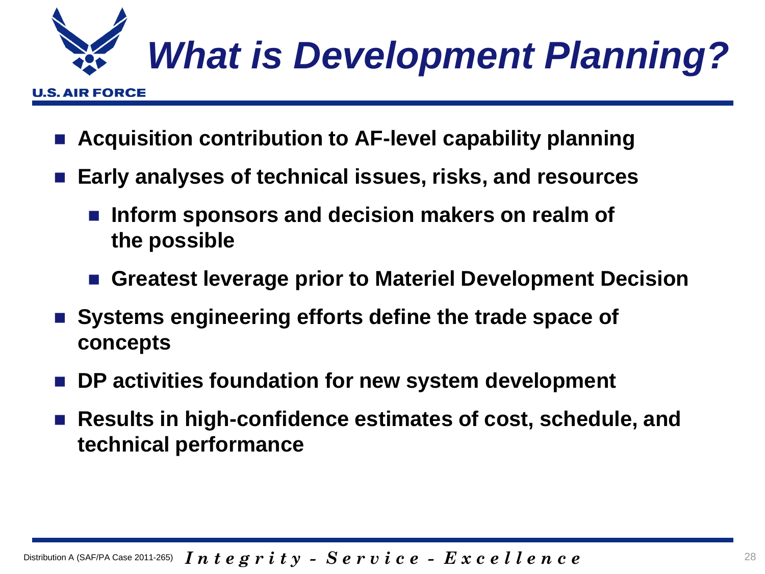# What is Development Planning?

- **Acquisition contribution to AF-level capability planning**
- **Early analyses of technical issues, risks, and resources**
  - **Inform sponsors and decision makers on realm of the possible**
  - **Greatest leverage prior to Materiel Development Decision**
- **Systems engineering efforts define the trade space of concepts**
- **DP activities foundation for new system development**
- **Results in high-confidence estimates of cost, schedule, and technical performance**